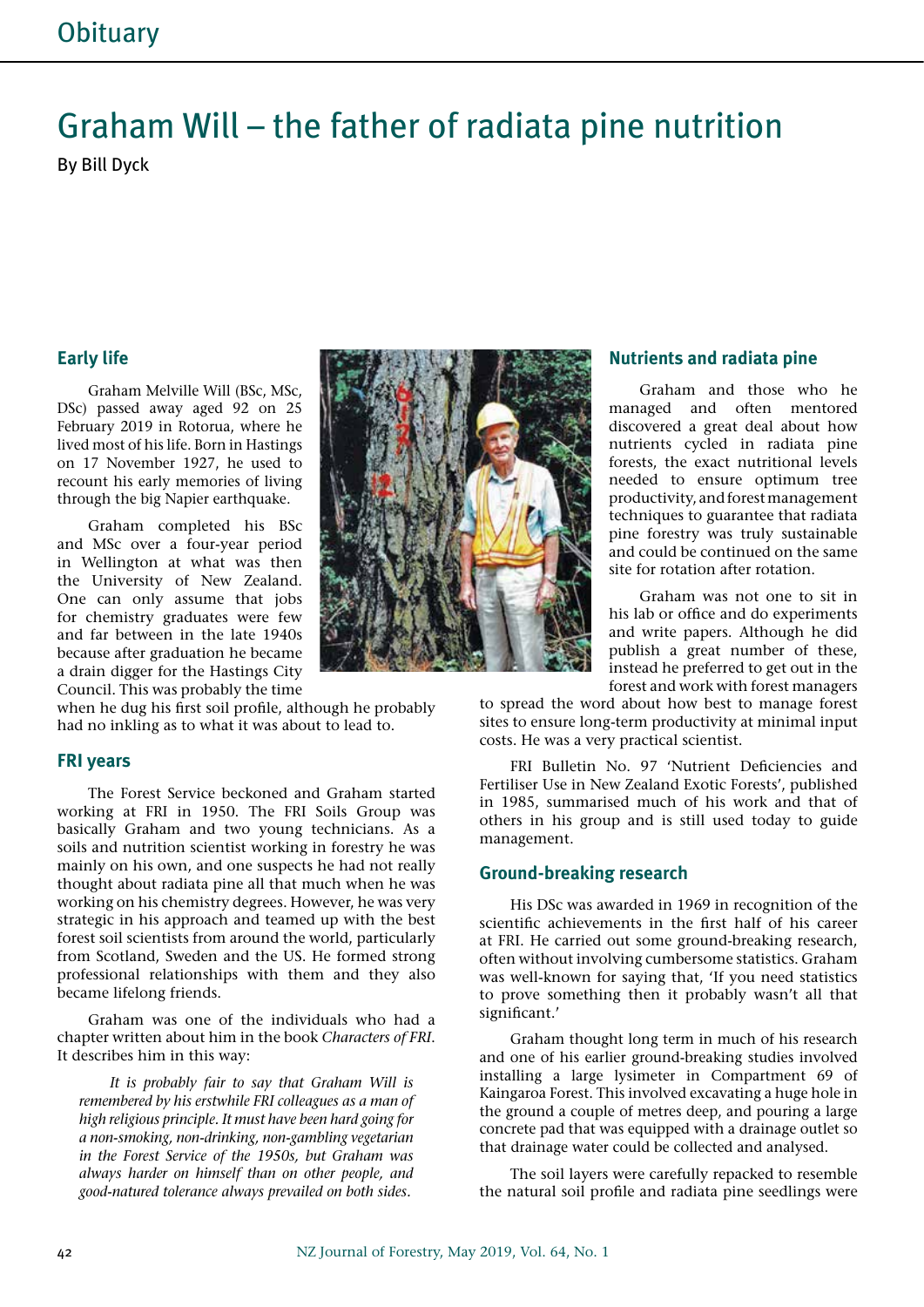# Graham Will – the father of radiata pine nutrition

By Bill Dyck

## Early life

Graham Melville Will (BSc, MSc, DSc) passed away aged 92 on 25 February 2019 in Rotorua, where he lived most of his life. Born in Hastings on 17 November 1927, he used to recount his early memories of living through the big Napier earthquake.

Graham completed his BSc and MSc over a four-year period in Wellington at what was then the University of New Zealand. One can only assume that jobs for chemistry graduates were few and far between in the late 1940s because after graduation he became a drain digger for the Hastings City Council. This was probably the time when he dug his first soil profile, although he probably had no inkling as to what it was about to lead to.

## FRI years

The Forest Service beckoned and Graham started working at FRI in 1950. The FRI Soils Group was basically Graham and two young technicians. As a soils and nutrition scientist working in forestry he was mainly on his own, and one suspects he had not really thought about radiata pine all that much when he was working on his chemistry degrees. However, he was very strategic in his approach and teamed up with the best forest soil scientists from around the world, particularly from Scotland, Sweden and the US. He formed strong professional relationships with them and they also became lifelong friends.

Graham was one of the individuals who had a chapter written about him in the book *Characters of FRI*. It describes him in this way:

> *It is probably fair to say that Graham Will is remembered by his erstwhile FRI colleagues as a man of high religious principle. It must have been hard going for a non-smoking, non-drinking, non-gambling vegetarian in the Forest Service of the 1950s, but Graham was always harder on himself than on other people, and good-natured tolerance always prevailed on both sides.*

## Nutrients and radiata pine

Graham and those who he managed and often mentored discovered a great deal about how nutrients cycled in radiata pine forests, the exact nutritional levels needed to ensure optimum tree productivity, and forest management techniques to guarantee that radiata pine forestry was truly sustainable and could be continued on the same site for rotation after rotation.

Graham was not one to sit in his lab or office and do experiments and write papers. Although he did publish a great number of these, instead he preferred to get out in the forest and work with forest managers to spread the word about how best to manage forest sites to ensure long-term productivity at minimal input costs. He was a very practical scientist.

FRI Bulletin No. 97 'Nutrient Deficiencies and Fertiliser Use in New Zealand Exotic Forests', published in 1985, summarised much of his work and that of others in his group and is still used today to guide management.

## Ground-breaking research

His DSc was awarded in 1969 in recognition of the scientific achievements in the first half of his career at FRI. He carried out some ground-breaking research, often without involving cumbersome statistics. Graham was well-known for saying that, 'If you need statistics to prove something then it probably wasn't all that significant.'

Graham thought long term in much of his research and one of his earlier ground-breaking studies involved installing a large lysimeter in Compartment 69 of Kaingaroa Forest. This involved excavating a huge hole in the ground a couple of metres deep, and pouring a large concrete pad that was equipped with a drainage outlet so that drainage water could be collected and analysed.

The soil layers were carefully repacked to resemble the natural soil profile and radiata pine seedlings were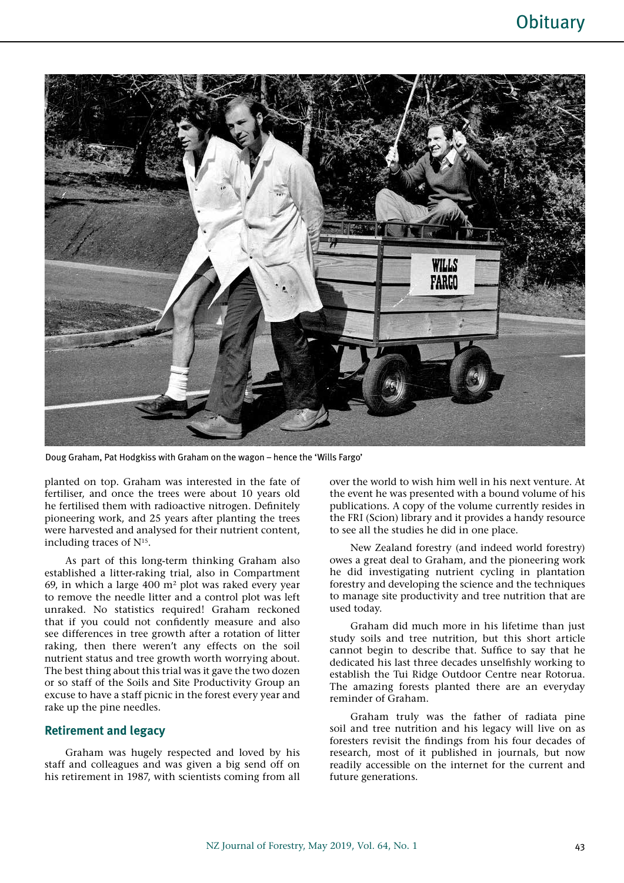Doug Graham, Pat Hodgkiss with Graham on the wagon – hence the 'Wills Fargo'

planted on top. Graham was interested in the fate of fertiliser, and once the trees were about 10 years old he fertilised them with radioactive nitrogen. Definitely pioneering work, and 25 years after planting the trees were harvested and analysed for their nutrient content, including traces of $N^{15}$.

As part of this long-term thinking Graham also established a litter-raking trial, also in Compartment 69, in which a large 400 $m^2$ plot was raked every year to remove the needle litter and a control plot was left unraked. No statistics required! Graham reckoned that if you could not confidently measure and also see differences in tree growth after a rotation of litter raking, then there weren't any effects on the soil nutrient status and tree growth worth worrying about. The best thing about this trial was it gave the two dozen or so staff of the Soils and Site Productivity Group an excuse to have a staff picnic in the forest every year and rake up the pine needles.

## Retirement and legacy

Graham was hugely respected and loved by his staff and colleagues and was given a big send off on his retirement in 1987, with scientists coming from all over the world to wish him well in his next venture. At the event he was presented with a bound volume of his publications. A copy of the volume currently resides in the FRI (Scion) library and it provides a handy resource to see all the studies he did in one place.

New Zealand forestry (and indeed world forestry) owes a great deal to Graham, and the pioneering work he did investigating nutrient cycling in plantation forestry and developing the science and the techniques to manage site productivity and tree nutrition that are used today.

Graham did much more in his lifetime than just study soils and tree nutrition, but this short article cannot begin to describe that. Suffice to say that he dedicated his last three decades unselfishly working to establish the Tui Ridge Outdoor Centre near Rotorua. The amazing forests planted there are an everyday reminder of Graham.

Graham truly was the father of radiata pine soil and tree nutrition and his legacy will live on as foresters revisit the findings from his four decades of research, most of it published in journals, but now readily accessible on the internet for the current and future generations.